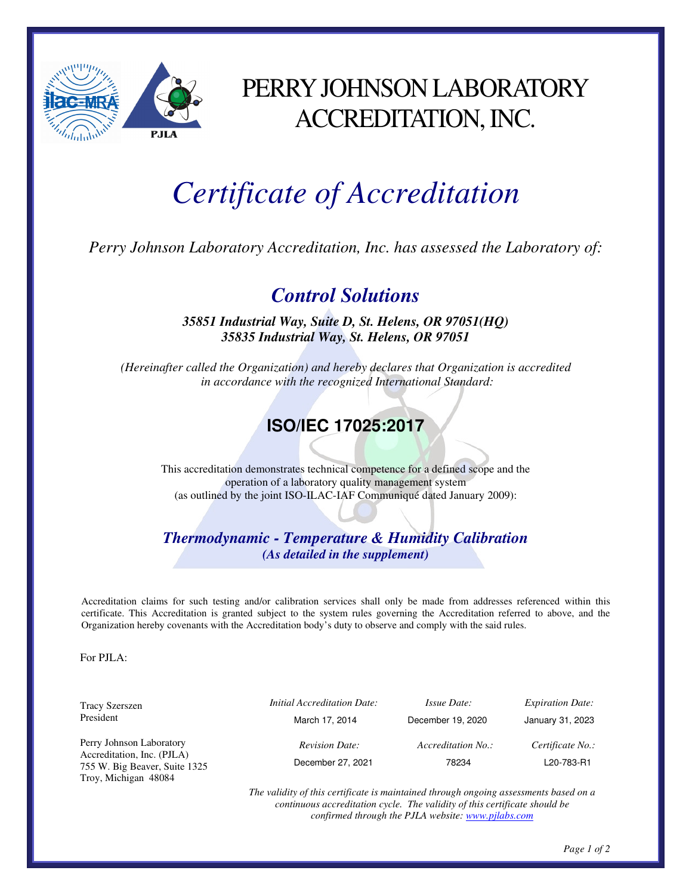# PERRY JOHNSON LABORATORY ACCREDITATION, INC.

# *Certificate of Accreditation*

*Perry Johnson Laboratory Accreditation, Inc. has assessed the Laboratory of:*

## ***Control Solutions***

***35851 Industrial Way, Suite D, St. Helens, OR 97051(HQ)***
***35835 Industrial Way, St. Helens, OR 97051***

*(Hereinafter called the Organization) and hereby declares that Organization is accredited in accordance with the recognized International Standard:*

## **ISO/IEC 17025:2017**

This accreditation demonstrates technical competence for a defined scope and the operation of a laboratory quality management system (as outlined by the joint ISO-ILAC-IAF Communiqué dated January 2009):

### ***Thermodynamic - Temperature & Humidity Calibration***

***(As detailed in the supplement)***

Accreditation claims for such testing and/or calibration services shall only be made from addresses referenced within this certificate. This Accreditation is granted subject to the system rules governing the Accreditation referred to above, and the Organization hereby covenants with the Accreditation body's duty to observe and comply with the said rules.

For PJLA:

Tracy Szerszen
President

Perry Johnson Laboratory Accreditation, Inc. (PJLA)
755 W. Big Beaver, Suite 1325
Troy, Michigan 48084

| *Initial Accreditation Date:* | *Issue Date:* | *Expiration Date:* |
|---|---|---|
| March 17, 2014 | December 19, 2020 | January 31, 2023 |
| *Revision Date:* | *Accreditation No.:* | *Certificate No.:* |
| December 27, 2021 | 78234 | L20-783-R1 |

*The validity of this certificate is maintained through ongoing assessments based on a continuous accreditation cycle. The validity of this certificate should be confirmed through the PJLA website: www.pjlabs.com*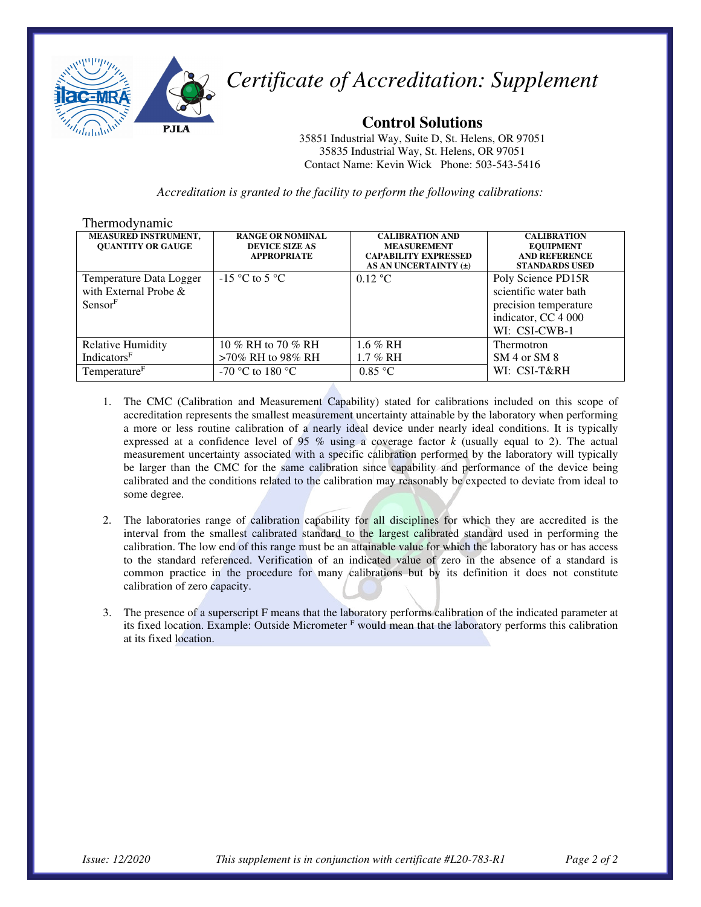# *Certificate of Accreditation: Supplement*

## Control Solutions

35851 Industrial Way, Suite D, St. Helens, OR 97051
35835 Industrial Way, St. Helens, OR 97051
Contact Name: Kevin Wick Phone: 503-543-5416

*Accreditation is granted to the facility to perform the following calibrations:*

Thermodynamic

| MEASURED INSTRUMENT, QUANTITY OR GAUGE | RANGE OR NOMINAL DEVICE SIZE AS APPROPRIATE | CALIBRATION AND MEASUREMENT CAPABILITY EXPRESSED AS AN UNCERTAINTY (±) | CALIBRATION EQUIPMENT AND REFERENCE STANDARDS USED |
|---|---|---|---|
| Temperature Data Logger with External Probe & Sensor[F] | -15 °C to 5 °C | 0.12 °C | Poly Science PD15R scientific water bath precision temperature indicator, CC 4 000 WI: CSI-CWB-1 |
| Relative Humidity Indicators[F] | 10 % RH to 70 % RH<br>>70% RH to 98% RH | 1.6 % RH<br>1.7 % RH | Thermotron SM 4 or SM 8 WI: CSI-T&RH |
| Temperature[F] | -70 °C to 180 °C | 0.85 °C | |

1. The CMC (Calibration and Measurement Capability) stated for calibrations included on this scope of accreditation represents the smallest measurement uncertainty attainable by the laboratory when performing a more or less routine calibration of a nearly ideal device under nearly ideal conditions. It is typically expressed at a confidence level of 95 % using a coverage factor $k$ (usually equal to 2). The actual measurement uncertainty associated with a specific calibration performed by the laboratory will typically be larger than the CMC for the same calibration since capability and performance of the device being calibrated and the conditions related to the calibration may reasonably be expected to deviate from ideal to some degree.

2. The laboratories range of calibration capability for all disciplines for which they are accredited is the interval from the smallest calibrated standard to the largest calibrated standard used in performing the calibration. The low end of this range must be an attainable value for which the laboratory has or has access to the standard referenced. Verification of an indicated value of zero in the absence of a standard is common practice in the procedure for many calibrations but by its definition it does not constitute calibration of zero capacity.

3. The presence of a superscript F means that the laboratory performs calibration of the indicated parameter at its fixed location. Example: Outside Micrometer [F] would mean that the laboratory performs this calibration at its fixed location.

*Issue: 12/2020* *This supplement is in conjunction with certificate #L20-783-R1*